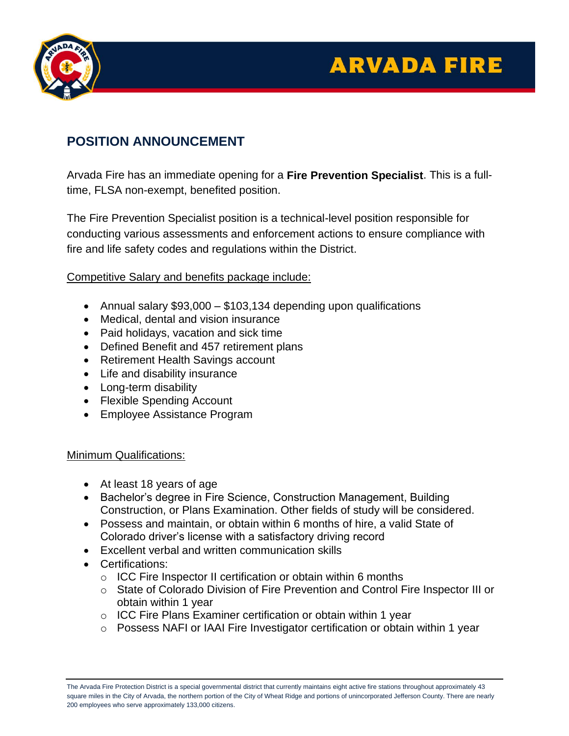# ARVADA FIRE

## POSITION ANNOUNCEMENT

Arvada Fire has an immediate opening for a **Fire Prevention Specialist**. This is a full-time, FLSA non-exempt, benefited position.

The Fire Prevention Specialist position is a technical-level position responsible for conducting various assessments and enforcement actions to ensure compliance with fire and life safety codes and regulations within the District.

Competitive Salary and benefits package include:

- Annual salary $93,000 – $103,134 depending upon qualifications
- Medical, dental and vision insurance
- Paid holidays, vacation and sick time
- Defined Benefit and 457 retirement plans
- Retirement Health Savings account
- Life and disability insurance
- Long-term disability
- Flexible Spending Account
- Employee Assistance Program

Minimum Qualifications:

- At least 18 years of age
- Bachelor's degree in Fire Science, Construction Management, Building Construction, or Plans Examination. Other fields of study will be considered.
- Possess and maintain, or obtain within 6 months of hire, a valid State of Colorado driver's license with a satisfactory driving record
- Excellent verbal and written communication skills
- Certifications:
  - ICC Fire Inspector II certification or obtain within 6 months
  - State of Colorado Division of Fire Prevention and Control Fire Inspector III or obtain within 1 year
  - ICC Fire Plans Examiner certification or obtain within 1 year
  - Possess NAFI or IAAI Fire Investigator certification or obtain within 1 year

The Arvada Fire Protection District is a special governmental district that currently maintains eight active fire stations throughout approximately 43 square miles in the City of Arvada, the northern portion of the City of Wheat Ridge and portions of unincorporated Jefferson County. There are nearly 200 employees who serve approximately 133,000 citizens.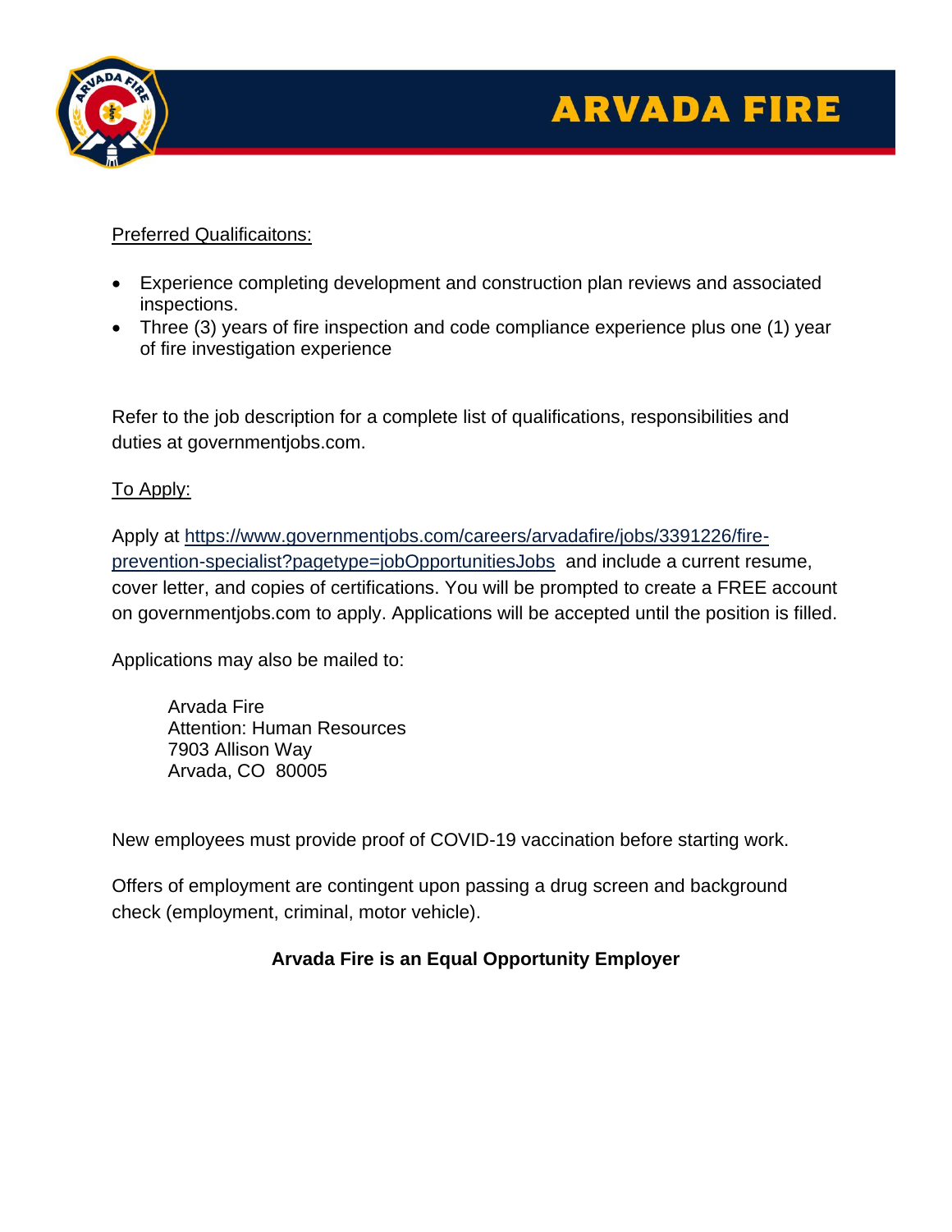Preferred Qualificaitons:

- Experience completing development and construction plan reviews and associated inspections.
- Three (3) years of fire inspection and code compliance experience plus one (1) year of fire investigation experience

Refer to the job description for a complete list of qualifications, responsibilities and duties at governmentjobs.com.

To Apply:

Apply at https://www.governmentjobs.com/careers/arvadafire/jobs/3391226/fire-prevention-specialist?pagetype=jobOpportunitiesJobs and include a current resume, cover letter, and copies of certifications. You will be prompted to create a FREE account on governmentjobs.com to apply. Applications will be accepted until the position is filled.

Applications may also be mailed to:

Arvada Fire
Attention: Human Resources
7903 Allison Way
Arvada, CO 80005

New employees must provide proof of COVID-19 vaccination before starting work.

Offers of employment are contingent upon passing a drug screen and background check (employment, criminal, motor vehicle).

**Arvada Fire is an Equal Opportunity Employer**